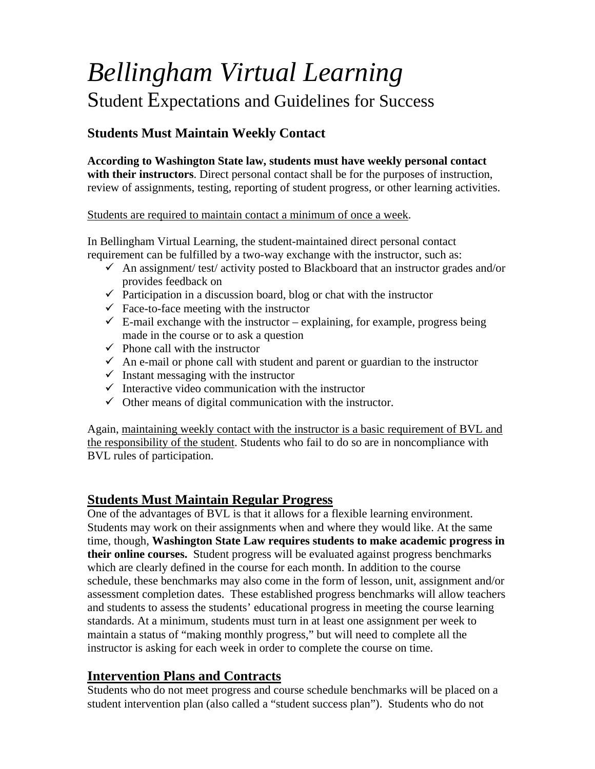# *Bellingham Virtual Learning*

## Student Expectations and Guidelines for Success

### Students Must Maintain Weekly Contact

**According to Washington State law, students must have weekly personal contact with their instructors**. Direct personal contact shall be for the purposes of instruction, review of assignments, testing, reporting of student progress, or other learning activities.

<u>Students are required to maintain contact a minimum of once a week</u>.

In Bellingham Virtual Learning, the student-maintained direct personal contact requirement can be fulfilled by a two-way exchange with the instructor, such as:

- ✓ An assignment/ test/ activity posted to Blackboard that an instructor grades and/or provides feedback on
- ✓ Participation in a discussion board, blog or chat with the instructor
- ✓ Face-to-face meeting with the instructor
- ✓ E-mail exchange with the instructor – explaining, for example, progress being made in the course or to ask a question
- ✓ Phone call with the instructor
- ✓ An e-mail or phone call with student and parent or guardian to the instructor
- ✓ Instant messaging with the instructor
- ✓ Interactive video communication with the instructor
- ✓ Other means of digital communication with the instructor.

Again, <u>maintaining weekly contact with the instructor is a basic requirement of BVL and the responsibility of the student</u>. Students who fail to do so are in noncompliance with BVL rules of participation.

### <u>Students Must Maintain Regular Progress</u>

One of the advantages of BVL is that it allows for a flexible learning environment. Students may work on their assignments when and where they would like. At the same time, though, **Washington State Law requires students to make academic progress in their online courses.** Student progress will be evaluated against progress benchmarks which are clearly defined in the course for each month. In addition to the course schedule, these benchmarks may also come in the form of lesson, unit, assignment and/or assessment completion dates. These established progress benchmarks will allow teachers and students to assess the students' educational progress in meeting the course learning standards. At a minimum, students must turn in at least one assignment per week to maintain a status of "making monthly progress," but will need to complete all the instructor is asking for each week in order to complete the course on time.

### <u>Intervention Plans and Contracts</u>

Students who do not meet progress and course schedule benchmarks will be placed on a student intervention plan (also called a "student success plan"). Students who do not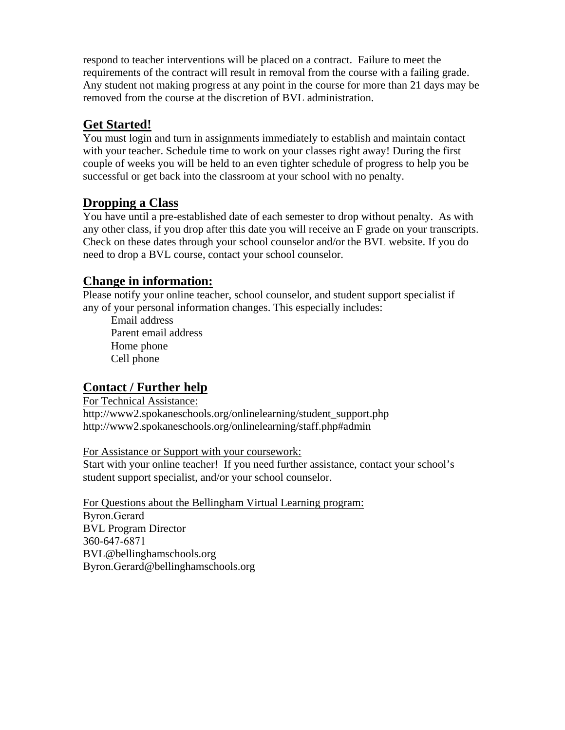respond to teacher interventions will be placed on a contract. Failure to meet the requirements of the contract will result in removal from the course with a failing grade. Any student not making progress at any point in the course for more than 21 days may be removed from the course at the discretion of BVL administration.

## Get Started!

You must login and turn in assignments immediately to establish and maintain contact with your teacher. Schedule time to work on your classes right away! During the first couple of weeks you will be held to an even tighter schedule of progress to help you be successful or get back into the classroom at your school with no penalty.

## Dropping a Class

You have until a pre-established date of each semester to drop without penalty. As with any other class, if you drop after this date you will receive an F grade on your transcripts. Check on these dates through your school counselor and/or the BVL website. If you do need to drop a BVL course, contact your school counselor.

## Change in information:

Please notify your online teacher, school counselor, and student support specialist if any of your personal information changes. This especially includes:

- Email address
- Parent email address
- Home phone
- Cell phone

## Contact / Further help

For Technical Assistance:
http://www2.spokaneschools.org/onlinelearning/student_support.php
http://www2.spokaneschools.org/onlinelearning/staff.php#admin

For Assistance or Support with your coursework:
Start with your online teacher! If you need further assistance, contact your school's student support specialist, and/or your school counselor.

For Questions about the Bellingham Virtual Learning program:
Byron.Gerard
BVL Program Director
360-647-6871
BVL@bellinghamschools.org
Byron.Gerard@bellinghamschools.org